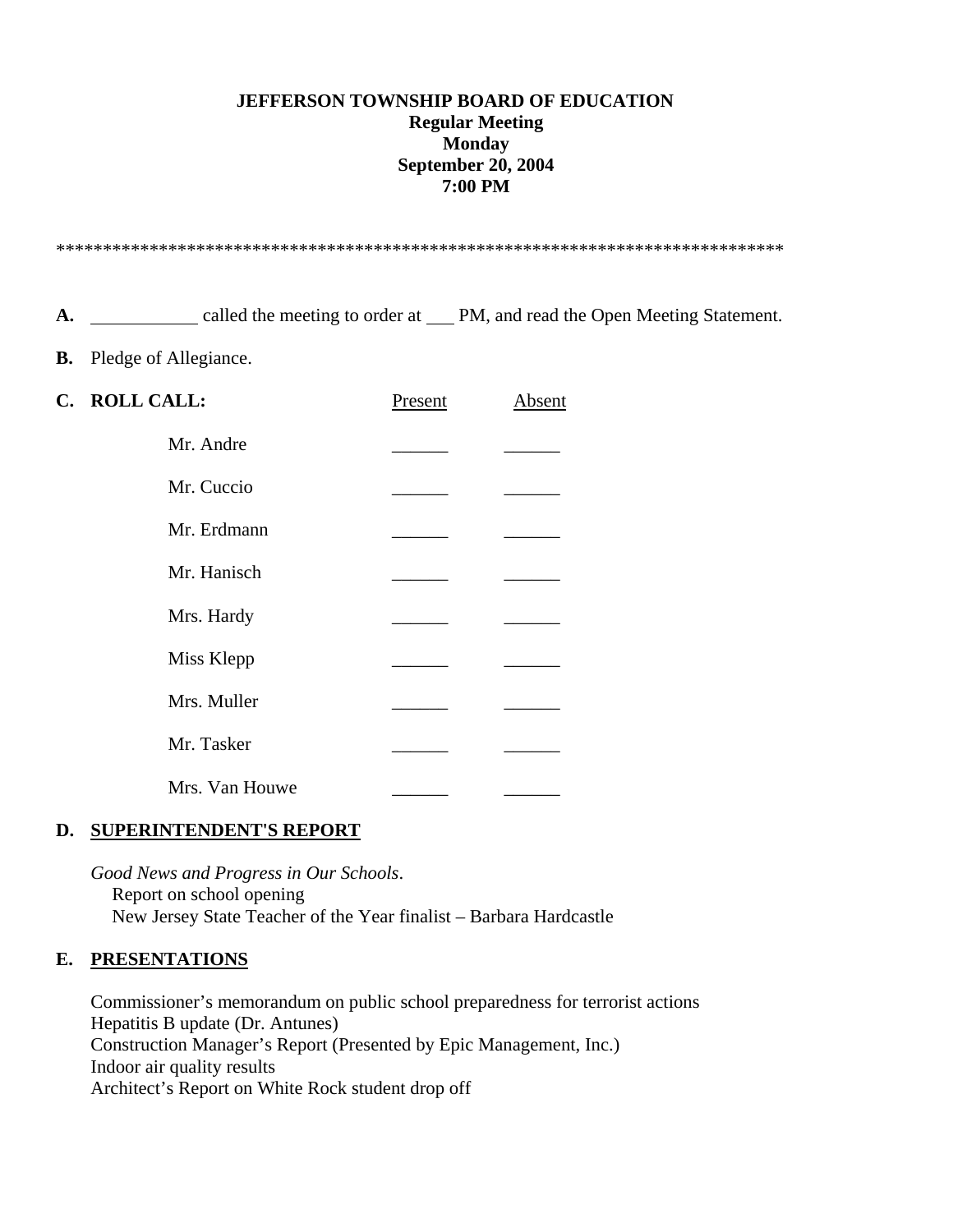**JEFFERSON TOWNSHIP BOARD OF EDUCATION**
**Regular Meeting**
**Monday**
**September 20, 2004**
**7:00 PM**

*******************************************************************************

**A.** ___________ called the meeting to order at ___ PM, and read the Open Meeting Statement.

**B.** Pledge of Allegiance.

**C. ROLL CALL:**

| | Present | Absent |
|---|---|---|
| Mr. Andre | ______ | ______ |
| Mr. Cuccio | ______ | ______ |
| Mr. Erdmann | ______ | ______ |
| Mr. Hanisch | ______ | ______ |
| Mrs. Hardy | ______ | ______ |
| Miss Klepp | ______ | ______ |
| Mrs. Muller | ______ | ______ |
| Mr. Tasker | ______ | ______ |
| Mrs. Van Houwe | ______ | ______ |

## D. SUPERINTENDENT'S REPORT

*Good News and Progress in Our Schools*.
Report on school opening
New Jersey State Teacher of the Year finalist – Barbara Hardcastle

## E. PRESENTATIONS

Commissioner's memorandum on public school preparedness for terrorist actions
Hepatitis B update (Dr. Antunes)
Construction Manager's Report (Presented by Epic Management, Inc.)
Indoor air quality results
Architect's Report on White Rock student drop off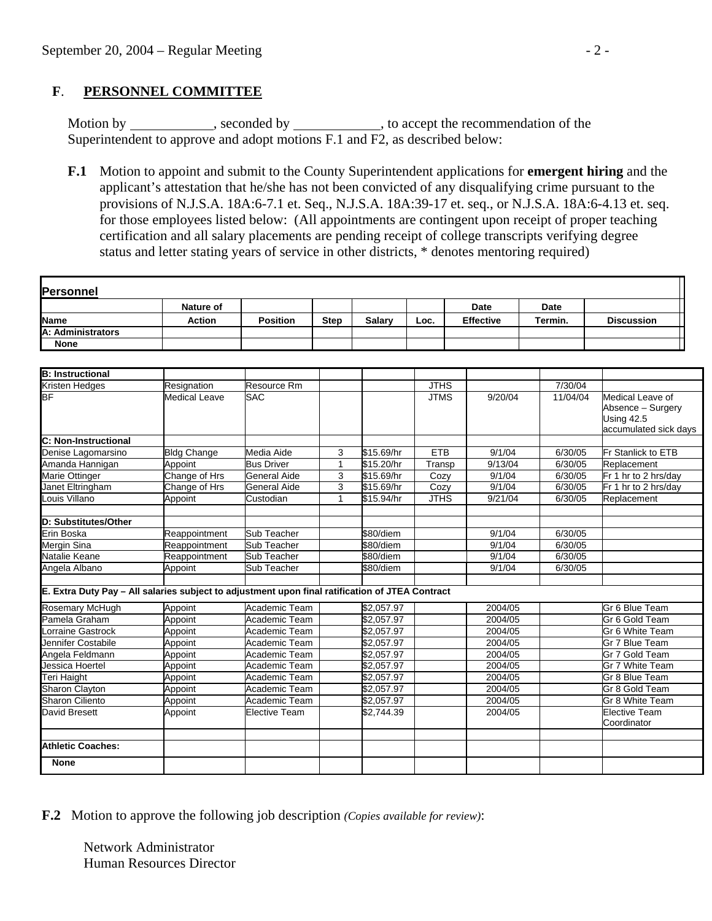## F. PERSONNEL COMMITTEE

Motion by ____________, seconded by ____________, to accept the recommendation of the Superintendent to approve and adopt motions F.1 and F2, as described below:

**F.1** Motion to appoint and submit to the County Superintendent applications for **emergent hiring** and the applicant's attestation that he/she has not been convicted of any disqualifying crime pursuant to the provisions of N.J.S.A. 18A:6-7.1 et. Seq., N.J.S.A. 18A:39-17 et. seq., or N.J.S.A. 18A:6-4.13 et. seq. for those employees listed below: (All appointments are contingent upon receipt of proper teaching certification and all salary placements are pending receipt of college transcripts verifying degree status and letter stating years of service in other districts, * denotes mentoring required)

**Personnel**

| Name | Nature of Action | Position | Step | Salary | Loc. | Date Effective | Date Termin. | Discussion |
|---|---|---|---|---|---|---|---|---|
| **A: Administrators** | | | | | | | | |
| **None** | | | | | | | | |

| | | | | | | | | |
|---|---|---|---|---|---|---|---|---|
| **B: Instructional** | | | | | | | | |
| Kristen Hedges | Resignation | Resource Rm | | | JTHS | | 7/30/04 | |
| BF | Medical Leave | SAC | | | JTMS | 9/20/04 | 11/04/04 | Medical Leave of Absence – Surgery Using 42.5 accumulated sick days |
| **C: Non-Instructional** | | | | | | | | |
| Denise Lagomarsino | Bldg Change | Media Aide | 3 | $15.69/hr | ETB | 9/1/04 | 6/30/05 | Fr Stanlick to ETB |
| Amanda Hannigan | Appoint | Bus Driver | 1 | $15.20/hr | Transp | 9/13/04 | 6/30/05 | Replacement |
| Marie Ottinger | Change of Hrs | General Aide | 3 | $15.69/hr | Cozy | 9/1/04 | 6/30/05 | Fr 1 hr to 2 hrs/day |
| Janet Eltringham | Change of Hrs | General Aide | 3 | $15.69/hr | Cozy | 9/1/04 | 6/30/05 | Fr 1 hr to 2 hrs/day |
| Louis Villano | Appoint | Custodian | 1 | $15.94/hr | JTHS | 9/21/04 | 6/30/05 | Replacement |
| | | | | | | | | |
| **D: Substitutes/Other** | | | | | | | | |
| Erin Boska | Reappointment | Sub Teacher | | $80/diem | | 9/1/04 | 6/30/05 | |
| Mergin Sina | Reappointment | Sub Teacher | | $80/diem | | 9/1/04 | 6/30/05 | |
| Natalie Keane | Reappointment | Sub Teacher | | $80/diem | | 9/1/04 | 6/30/05 | |
| Angela Albano | Appoint | Sub Teacher | | $80/diem | | 9/1/04 | 6/30/05 | |
| | | | | | | | | |
| **E. Extra Duty Pay – All salaries subject to adjustment upon final ratification of JTEA Contract** | | | | | | | | |
| Rosemary McHugh | Appoint | Academic Team | | $2,057.97 | | 2004/05 | | Gr 6 Blue Team |
| Pamela Graham | Appoint | Academic Team | | $2,057.97 | | 2004/05 | | Gr 6 Gold Team |
| Lorraine Gastrock | Appoint | Academic Team | | $2,057.97 | | 2004/05 | | Gr 6 White Team |
| Jennifer Costabile | Appoint | Academic Team | | $2,057.97 | | 2004/05 | | Gr 7 Blue Team |
| Angela Feldmann | Appoint | Academic Team | | $2,057.97 | | 2004/05 | | Gr 7 Gold Team |
| Jessica Hoertel | Appoint | Academic Team | | $2,057.97 | | 2004/05 | | Gr 7 White Team |
| Teri Haight | Appoint | Academic Team | | $2,057.97 | | 2004/05 | | Gr 8 Blue Team |
| Sharon Clayton | Appoint | Academic Team | | $2,057.97 | | 2004/05 | | Gr 8 Gold Team |
| Sharon Ciliento | Appoint | Academic Team | | $2,057.97 | | 2004/05 | | Gr 8 White Team |
| David Bresett | Appoint | Elective Team | | $2,744.39 | | 2004/05 | | Elective Team Coordinator |
| | | | | | | | | |
| **Athletic Coaches:** | | | | | | | | |
| **None** | | | | | | | | |

**F.2** Motion to approve the following job description *(Copies available for review)*:

Network Administrator
Human Resources Director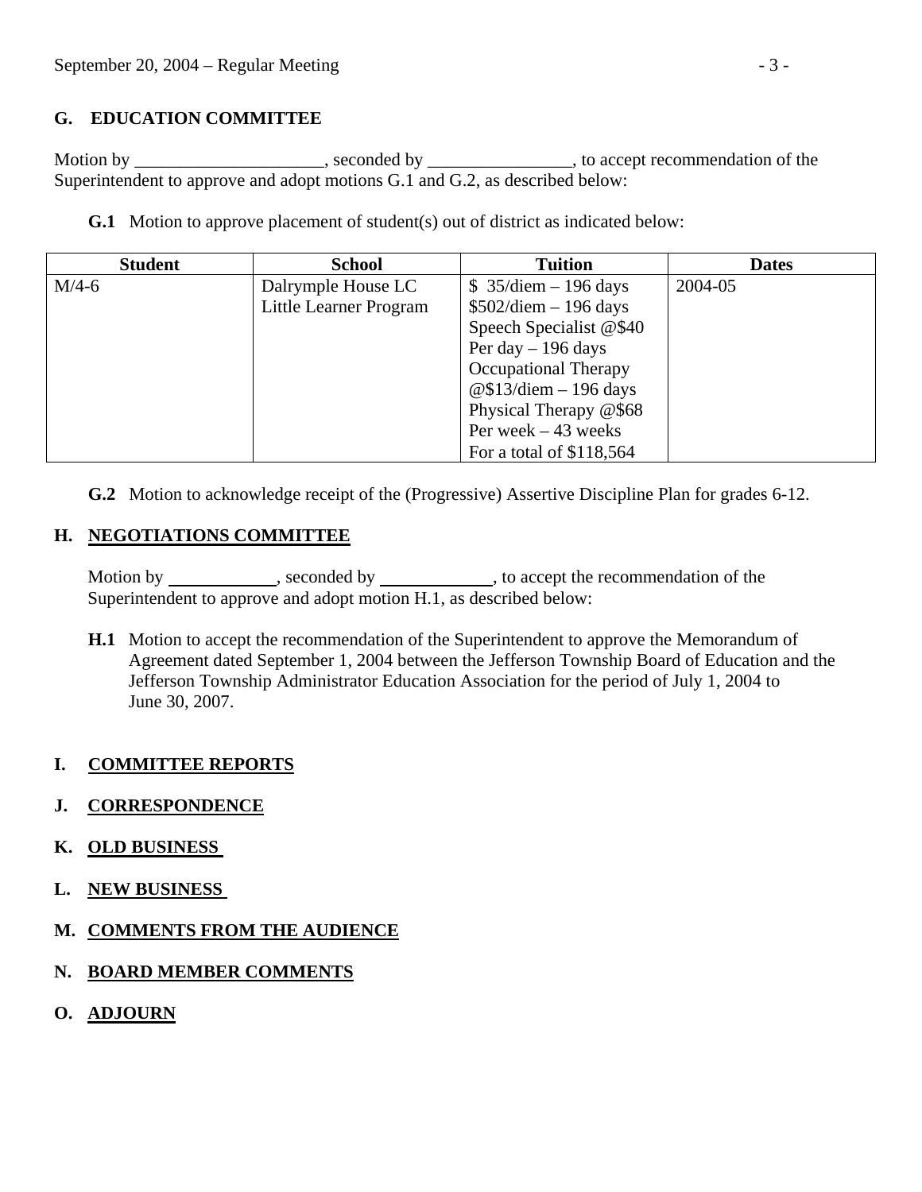## G. EDUCATION COMMITTEE

Motion by ____________________, seconded by ________________, to accept recommendation of the Superintendent to approve and adopt motions G.1 and G.2, as described below:

**G.1** Motion to approve placement of student(s) out of district as indicated below:

| Student | School | Tuition | Dates |
|---|---|---|---|
| M/4-6 | Dalrymple House LC<br>Little Learner Program | $ 35/diem – 196 days<br>$502/diem – 196 days<br>Speech Specialist @$40 Per day – 196 days<br>Occupational Therapy @$13/diem – 196 days<br>Physical Therapy @$68 Per week – 43 weeks<br>For a total of $118,564 | 2004-05 |

**G.2** Motion to acknowledge receipt of the (Progressive) Assertive Discipline Plan for grades 6-12.

## H. NEGOTIATIONS COMMITTEE

Motion by ____________, seconded by ____________, to accept the recommendation of the Superintendent to approve and adopt motion H.1, as described below:

**H.1** Motion to accept the recommendation of the Superintendent to approve the Memorandum of Agreement dated September 1, 2004 between the Jefferson Township Board of Education and the Jefferson Township Administrator Education Association for the period of July 1, 2004 to June 30, 2007.

## I. COMMITTEE REPORTS

## J. CORRESPONDENCE

## K. OLD BUSINESS

## L. NEW BUSINESS

## M. COMMENTS FROM THE AUDIENCE

## N. BOARD MEMBER COMMENTS

## O. ADJOURN